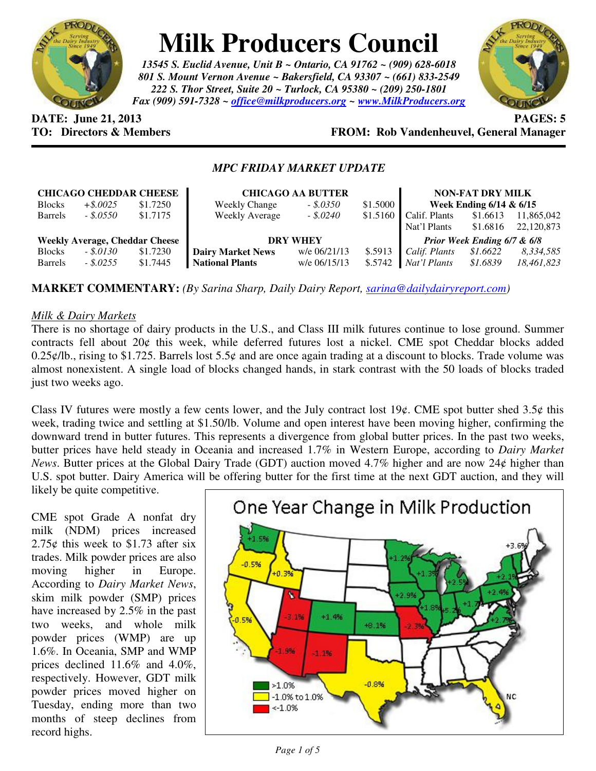# Milk Producers Council

*13545 S. Euclid Avenue, Unit B ~ Ontario, CA 91762 ~ (909) 628-6018*
*801 S. Mount Vernon Avenue ~ Bakersfield, CA 93307 ~ (661) 833-2549*
*222 S. Thor Street, Suite 20 ~ Turlock, CA 95380 ~ (209) 250-1801*
*Fax (909) 591-7328 ~ office@milkproducers.org ~ www.MilkProducers.org*

**DATE: June 21, 2013** **PAGES: 5**
**TO: Directors & Members** **FROM: Rob Vandenheuvel, General Manager**

## *MPC FRIDAY MARKET UPDATE*

| CHICAGO CHEDDAR CHEESE | | |
|---|---|---|
| Blocks | *+$.0025* | $1.7250 |
| Barrels | *- $.0550* | $1.7175 |
| **Weekly Average, Cheddar Cheese** | | |
| Blocks | *- $.0130* | $1.7230 |
| Barrels | *- $.0255* | $1.7445 |

| CHICAGO AA BUTTER | | |
|---|---|---|
| Weekly Change | *- $.0350* | $1.5000 |
| Weekly Average | *- $.0240* | $1.5160 |
| **DRY WHEY** | | |
| **Dairy Market News** | w/e 06/21/13 | $.5913 |
| **National Plants** | w/e 06/15/13 | $.5742 |

| NON-FAT DRY MILK | | |
|---|---|---|
| **Week Ending 6/14 & 6/15** | | |
| Calif. Plants | $1.6613 | 11,865,042 |
| Nat'l Plants | $1.6816 | 22,120,873 |
| ***Prior Week Ending 6/7 & 6/8*** | | |
| *Calif. Plants* | *$1.6622* | *8,334,585* |
| *Nat'l Plants* | *$1.6839* | *18,461,823* |

**MARKET COMMENTARY:** *(By Sarina Sharp, Daily Dairy Report, sarina@dailydairyreport.com)*

*Milk & Dairy Markets*

There is no shortage of dairy products in the U.S., and Class III milk futures continue to lose ground. Summer contracts fell about 20¢ this week, while deferred futures lost a nickel. CME spot Cheddar blocks added 0.25¢/lb., rising to $1.725. Barrels lost 5.5¢ and are once again trading at a discount to blocks. Trade volume was almost nonexistent. A single load of blocks changed hands, in stark contrast with the 50 loads of blocks traded just two weeks ago.

Class IV futures were mostly a few cents lower, and the July contract lost 19¢. CME spot butter shed 3.5¢ this week, trading twice and settling at $1.50/lb. Volume and open interest have been moving higher, confirming the downward trend in butter futures. This represents a divergence from global butter prices. In the past two weeks, butter prices have held steady in Oceania and increased 1.7% in Western Europe, according to *Dairy Market News*. Butter prices at the Global Dairy Trade (GDT) auction moved 4.7% higher and are now 24¢ higher than U.S. spot butter. Dairy America will be offering butter for the first time at the next GDT auction, and they will likely be quite competitive.

CME spot Grade A nonfat dry milk (NDM) prices increased 2.75¢ this week to $1.73 after six trades. Milk powder prices are also moving higher in Europe. According to *Dairy Market News*, skim milk powder (SMP) prices have increased by 2.5% in the past two weeks, and whole milk powder prices (WMP) are up 1.6%. In Oceania, SMP and WMP prices declined 11.6% and 4.0%, respectively. However, GDT milk powder prices moved higher on Tuesday, ending more than two months of steep declines from record highs.

**One Year Change in Milk Production**

Legend: >1.0% | -1.0% to 1.0% | <-1.0%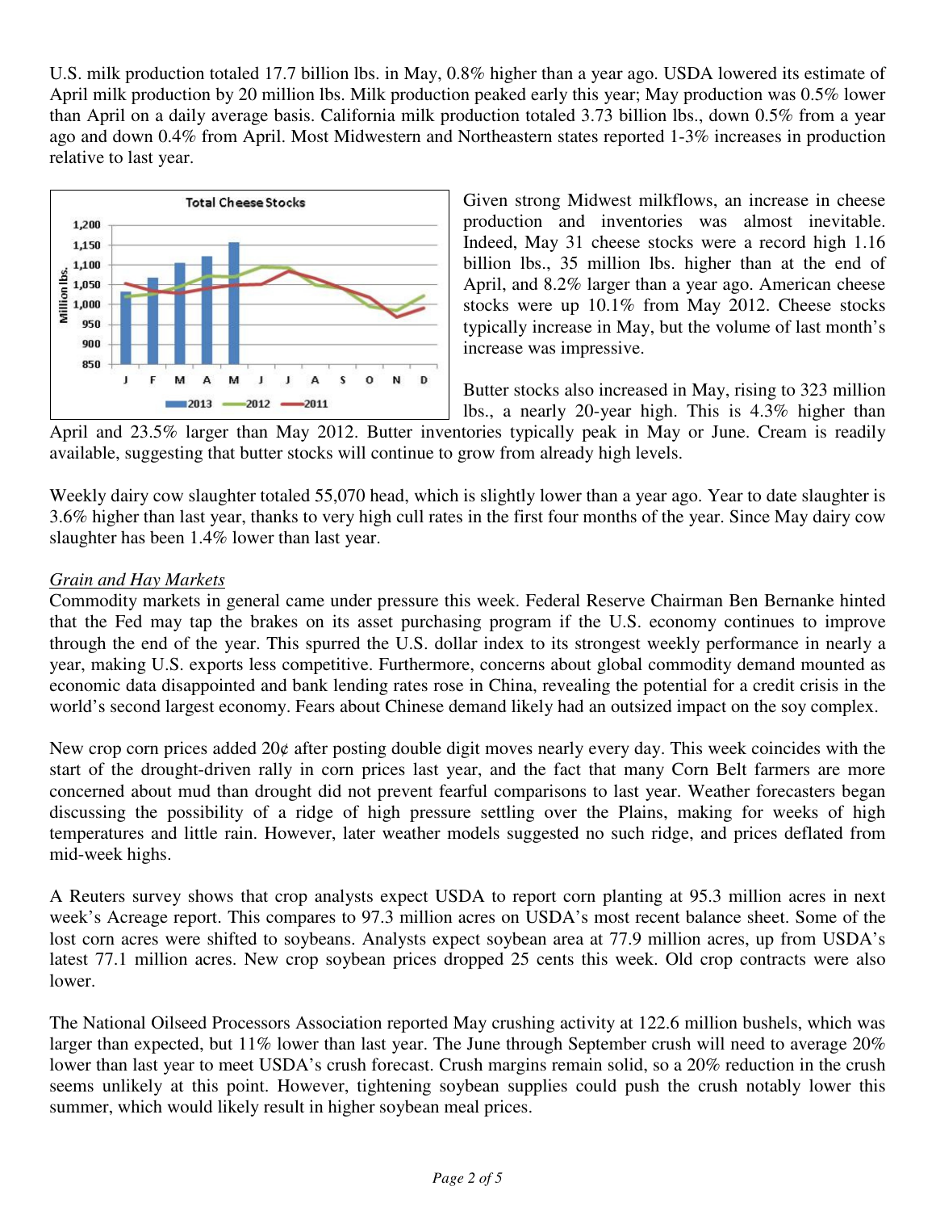U.S. milk production totaled 17.7 billion lbs. in May, 0.8% higher than a year ago. USDA lowered its estimate of April milk production by 20 million lbs. Milk production peaked early this year; May production was 0.5% lower than April on a daily average basis. California milk production totaled 3.73 billion lbs., down 0.5% from a year ago and down 0.4% from April. Most Midwestern and Northeastern states reported 1-3% increases in production relative to last year.

Given strong Midwest milkflows, an increase in cheese production and inventories was almost inevitable. Indeed, May 31 cheese stocks were a record high 1.16 billion lbs., 35 million lbs. higher than at the end of April, and 8.2% larger than a year ago. American cheese stocks were up 10.1% from May 2012. Cheese stocks typically increase in May, but the volume of last month's increase was impressive.

Butter stocks also increased in May, rising to 323 million lbs., a nearly 20-year high. This is 4.3% higher than April and 23.5% larger than May 2012. Butter inventories typically peak in May or June. Cream is readily available, suggesting that butter stocks will continue to grow from already high levels.

Weekly dairy cow slaughter totaled 55,070 head, which is slightly lower than a year ago. Year to date slaughter is 3.6% higher than last year, thanks to very high cull rates in the first four months of the year. Since May dairy cow slaughter has been 1.4% lower than last year.

*Grain and Hay Markets*

Commodity markets in general came under pressure this week. Federal Reserve Chairman Ben Bernanke hinted that the Fed may tap the brakes on its asset purchasing program if the U.S. economy continues to improve through the end of the year. This spurred the U.S. dollar index to its strongest weekly performance in nearly a year, making U.S. exports less competitive. Furthermore, concerns about global commodity demand mounted as economic data disappointed and bank lending rates rose in China, revealing the potential for a credit crisis in the world's second largest economy. Fears about Chinese demand likely had an outsized impact on the soy complex.

New crop corn prices added 20¢ after posting double digit moves nearly every day. This week coincides with the start of the drought-driven rally in corn prices last year, and the fact that many Corn Belt farmers are more concerned about mud than drought did not prevent fearful comparisons to last year. Weather forecasters began discussing the possibility of a ridge of high pressure settling over the Plains, making for weeks of high temperatures and little rain. However, later weather models suggested no such ridge, and prices deflated from mid-week highs.

A Reuters survey shows that crop analysts expect USDA to report corn planting at 95.3 million acres in next week's Acreage report. This compares to 97.3 million acres on USDA's most recent balance sheet. Some of the lost corn acres were shifted to soybeans. Analysts expect soybean area at 77.9 million acres, up from USDA's latest 77.1 million acres. New crop soybean prices dropped 25 cents this week. Old crop contracts were also lower.

The National Oilseed Processors Association reported May crushing activity at 122.6 million bushels, which was larger than expected, but 11% lower than last year. The June through September crush will need to average 20% lower than last year to meet USDA's crush forecast. Crush margins remain solid, so a 20% reduction in the crush seems unlikely at this point. However, tightening soybean supplies could push the crush notably lower this summer, which would likely result in higher soybean meal prices.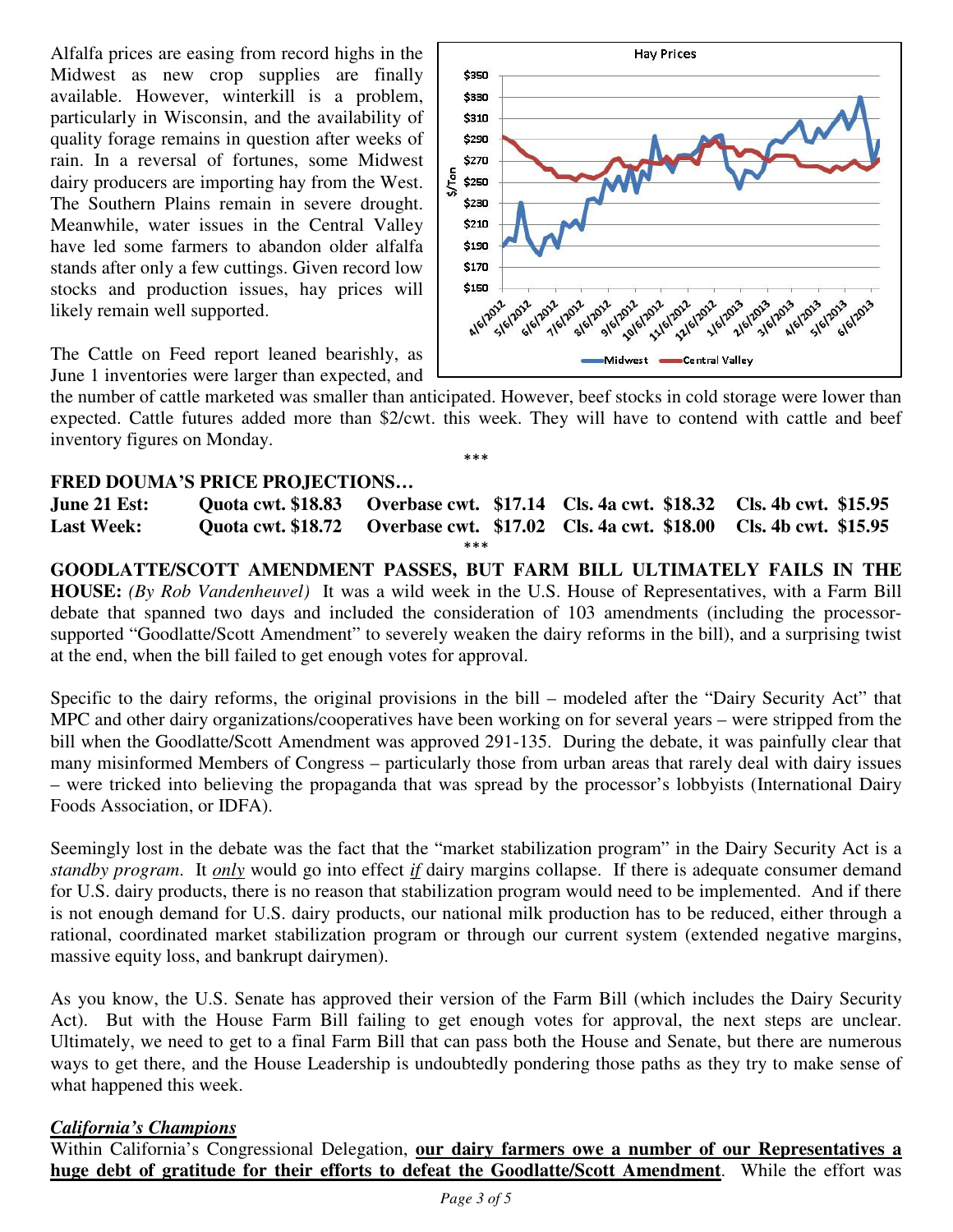Alfalfa prices are easing from record highs in the Midwest as new crop supplies are finally available. However, winterkill is a problem, particularly in Wisconsin, and the availability of quality forage remains in question after weeks of rain. In a reversal of fortunes, some Midwest dairy producers are importing hay from the West. The Southern Plains remain in severe drought. Meanwhile, water issues in the Central Valley have led some farmers to abandon older alfalfa stands after only a few cuttings. Given record low stocks and production issues, hay prices will likely remain well supported.

The Cattle on Feed report leaned bearishly, as June 1 inventories were larger than expected, and the number of cattle marketed was smaller than anticipated. However, beef stocks in cold storage were lower than expected. Cattle futures added more than $2/cwt. this week. They will have to contend with cattle and beef inventory figures on Monday.

\*\*\*

**FRED DOUMA'S PRICE PROJECTIONS…**

| | | | | |
|---|---|---|---|---|
| **June 21 Est:** | **Quota cwt. $18.83** | **Overbase cwt. $17.14** | **Cls. 4a cwt. $18.32** | **Cls. 4b cwt. $15.95** |
| **Last Week:** | **Quota cwt. $18.72** | **Overbase cwt. $17.02** | **Cls. 4a cwt. $18.00** | **Cls. 4b cwt. $15.95** |

\*\*\*

**GOODLATTE/SCOTT AMENDMENT PASSES, BUT FARM BILL ULTIMATELY FAILS IN THE HOUSE:** *(By Rob Vandenheuvel)* It was a wild week in the U.S. House of Representatives, with a Farm Bill debate that spanned two days and included the consideration of 103 amendments (including the processor-supported "Goodlatte/Scott Amendment" to severely weaken the dairy reforms in the bill), and a surprising twist at the end, when the bill failed to get enough votes for approval.

Specific to the dairy reforms, the original provisions in the bill – modeled after the "Dairy Security Act" that MPC and other dairy organizations/cooperatives have been working on for several years – were stripped from the bill when the Goodlatte/Scott Amendment was approved 291-135. During the debate, it was painfully clear that many misinformed Members of Congress – particularly those from urban areas that rarely deal with dairy issues – were tricked into believing the propaganda that was spread by the processor's lobbyists (International Dairy Foods Association, or IDFA).

Seemingly lost in the debate was the fact that the "market stabilization program" in the Dairy Security Act is a *standby program*. It *only* would go into effect *if* dairy margins collapse. If there is adequate consumer demand for U.S. dairy products, there is no reason that stabilization program would need to be implemented. And if there is not enough demand for U.S. dairy products, our national milk production has to be reduced, either through a rational, coordinated market stabilization program or through our current system (extended negative margins, massive equity loss, and bankrupt dairymen).

As you know, the U.S. Senate has approved their version of the Farm Bill (which includes the Dairy Security Act). But with the House Farm Bill failing to get enough votes for approval, the next steps are unclear. Ultimately, we need to get to a final Farm Bill that can pass both the House and Senate, but there are numerous ways to get there, and the House Leadership is undoubtedly pondering those paths as they try to make sense of what happened this week.

***California's Champions***

Within California's Congressional Delegation, **our dairy farmers owe a number of our Representatives a huge debt of gratitude for their efforts to defeat the Goodlatte/Scott Amendment**. While the effort was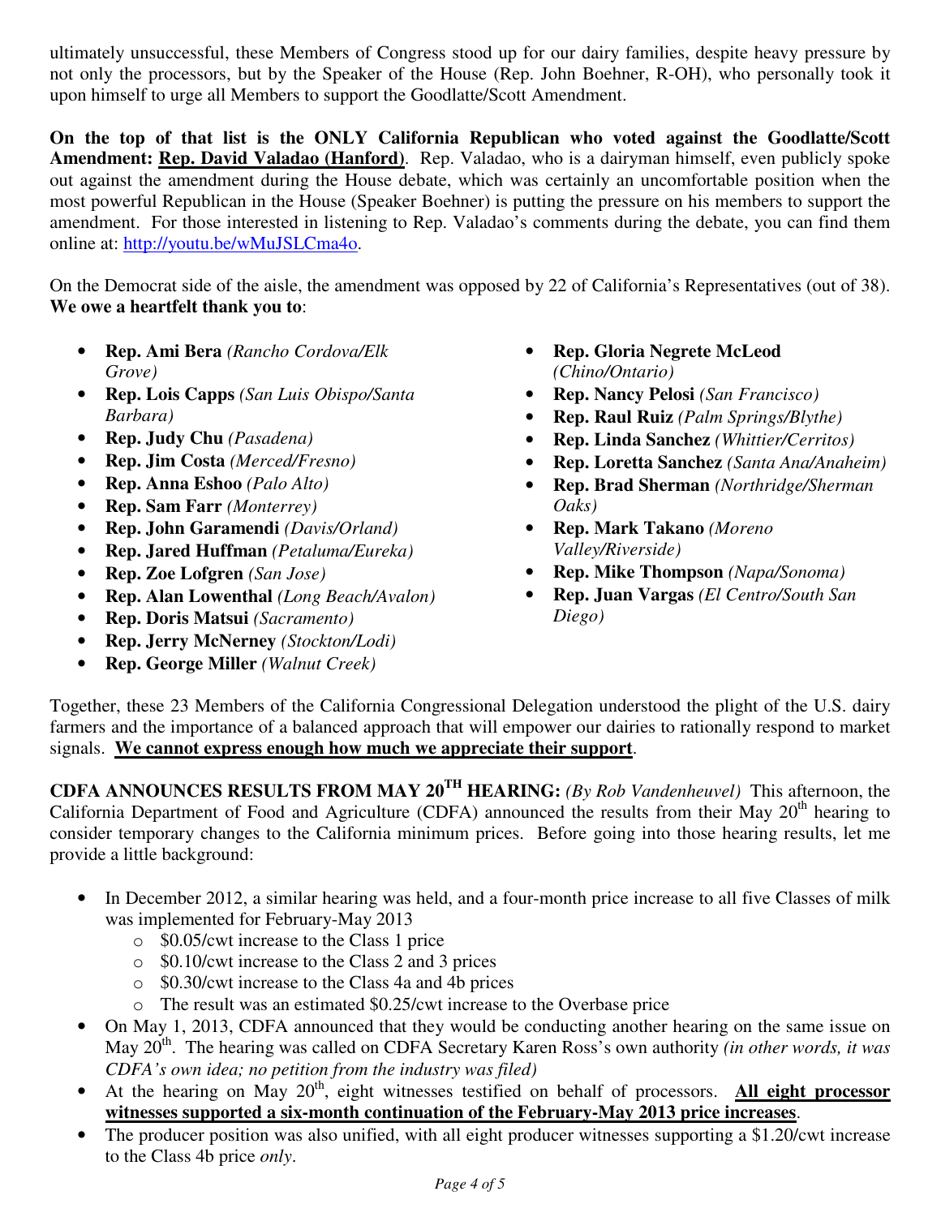ultimately unsuccessful, these Members of Congress stood up for our dairy families, despite heavy pressure by not only the processors, but by the Speaker of the House (Rep. John Boehner, R-OH), who personally took it upon himself to urge all Members to support the Goodlatte/Scott Amendment.

**On the top of that list is the ONLY California Republican who voted against the Goodlatte/Scott Amendment: <u>Rep. David Valadao (Hanford)</u>**. Rep. Valadao, who is a dairyman himself, even publicly spoke out against the amendment during the House debate, which was certainly an uncomfortable position when the most powerful Republican in the House (Speaker Boehner) is putting the pressure on his members to support the amendment. For those interested in listening to Rep. Valadao's comments during the debate, you can find them online at: http://youtu.be/wMuJSLCma4o.

On the Democrat side of the aisle, the amendment was opposed by 22 of California's Representatives (out of 38). **We owe a heartfelt thank you to**:

- **Rep. Ami Bera** *(Rancho Cordova/Elk Grove)*
- **Rep. Lois Capps** *(San Luis Obispo/Santa Barbara)*
- **Rep. Judy Chu** *(Pasadena)*
- **Rep. Jim Costa** *(Merced/Fresno)*
- **Rep. Anna Eshoo** *(Palo Alto)*
- **Rep. Sam Farr** *(Monterrey)*
- **Rep. John Garamendi** *(Davis/Orland)*
- **Rep. Jared Huffman** *(Petaluma/Eureka)*
- **Rep. Zoe Lofgren** *(San Jose)*
- **Rep. Alan Lowenthal** *(Long Beach/Avalon)*
- **Rep. Doris Matsui** *(Sacramento)*
- **Rep. Jerry McNerney** *(Stockton/Lodi)*
- **Rep. George Miller** *(Walnut Creek)*
- **Rep. Gloria Negrete McLeod** *(Chino/Ontario)*
- **Rep. Nancy Pelosi** *(San Francisco)*
- **Rep. Raul Ruiz** *(Palm Springs/Blythe)*
- **Rep. Linda Sanchez** *(Whittier/Cerritos)*
- **Rep. Loretta Sanchez** *(Santa Ana/Anaheim)*
- **Rep. Brad Sherman** *(Northridge/Sherman Oaks)*
- **Rep. Mark Takano** *(Moreno Valley/Riverside)*
- **Rep. Mike Thompson** *(Napa/Sonoma)*
- **Rep. Juan Vargas** *(El Centro/South San Diego)*

Together, these 23 Members of the California Congressional Delegation understood the plight of the U.S. dairy farmers and the importance of a balanced approach that will empower our dairies to rationally respond to market signals. **<u>We cannot express enough how much we appreciate their support</u>**.

**CDFA ANNOUNCES RESULTS FROM MAY 20TH HEARING:** *(By Rob Vandenheuvel)* This afternoon, the California Department of Food and Agriculture (CDFA) announced the results from their May 20th hearing to consider temporary changes to the California minimum prices. Before going into those hearing results, let me provide a little background:

- In December 2012, a similar hearing was held, and a four-month price increase to all five Classes of milk was implemented for February-May 2013
  - $0.05/cwt increase to the Class 1 price
  - $0.10/cwt increase to the Class 2 and 3 prices
  - $0.30/cwt increase to the Class 4a and 4b prices
  - The result was an estimated $0.25/cwt increase to the Overbase price
- On May 1, 2013, CDFA announced that they would be conducting another hearing on the same issue on May 20th. The hearing was called on CDFA Secretary Karen Ross's own authority *(in other words, it was CDFA's own idea; no petition from the industry was filed)*
- At the hearing on May 20th, eight witnesses testified on behalf of processors. **<u>All eight processor witnesses supported a six-month continuation of the February-May 2013 price increases</u>**.
- The producer position was also unified, with all eight producer witnesses supporting a $1.20/cwt increase to the Class 4b price *only*.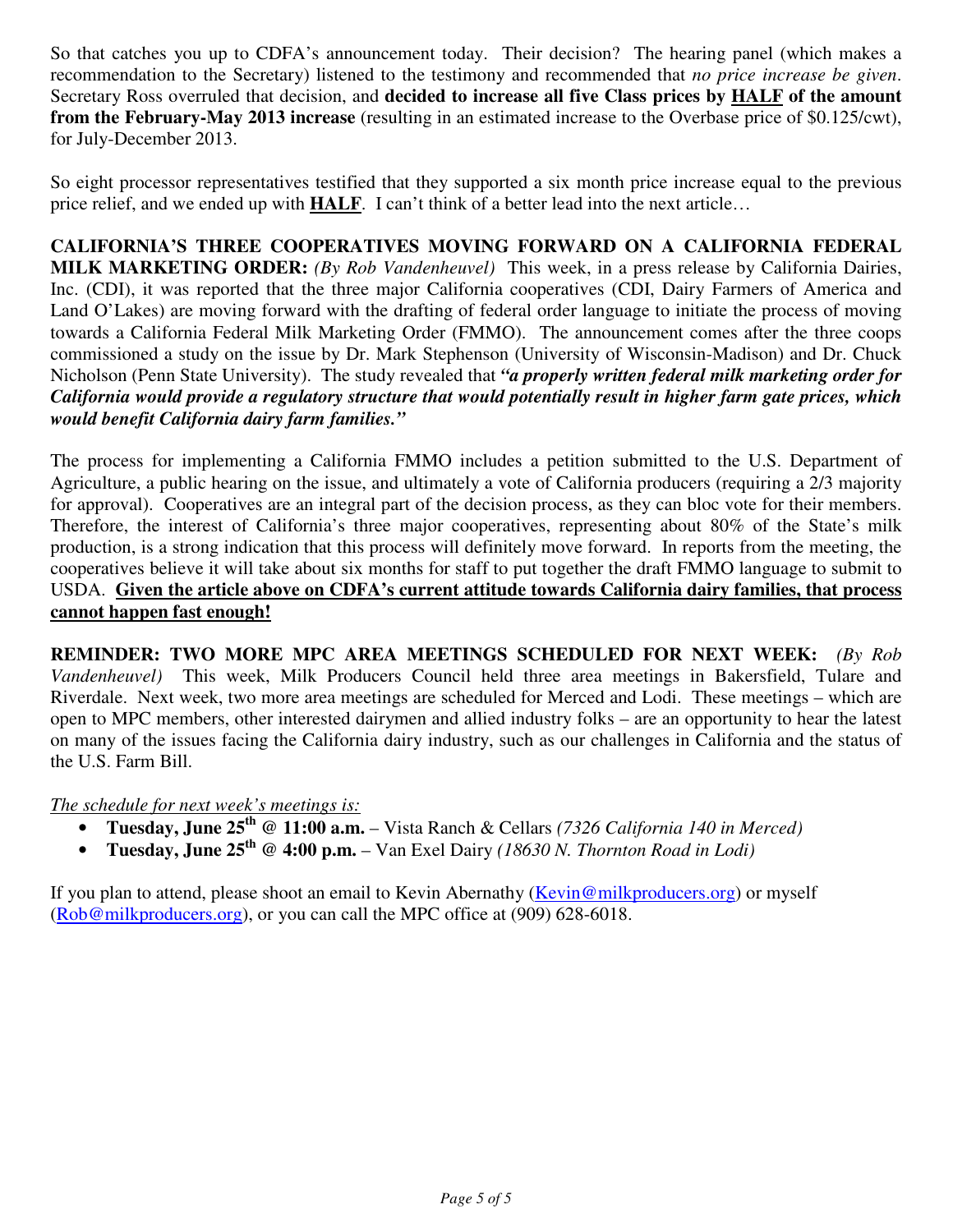So that catches you up to CDFA's announcement today. Their decision? The hearing panel (which makes a recommendation to the Secretary) listened to the testimony and recommended that *no price increase be given*. Secretary Ross overruled that decision, and **decided to increase all five Class prices by <u>HALF</u> of the amount from the February-May 2013 increase** (resulting in an estimated increase to the Overbase price of $0.125/cwt), for July-December 2013.

So eight processor representatives testified that they supported a six month price increase equal to the previous price relief, and we ended up with **<u>HALF</u>**. I can't think of a better lead into the next article…

**CALIFORNIA'S THREE COOPERATIVES MOVING FORWARD ON A CALIFORNIA FEDERAL MILK MARKETING ORDER:** *(By Rob Vandenheuvel)* This week, in a press release by California Dairies, Inc. (CDI), it was reported that the three major California cooperatives (CDI, Dairy Farmers of America and Land O'Lakes) are moving forward with the drafting of federal order language to initiate the process of moving towards a California Federal Milk Marketing Order (FMMO). The announcement comes after the three coops commissioned a study on the issue by Dr. Mark Stephenson (University of Wisconsin-Madison) and Dr. Chuck Nicholson (Penn State University). The study revealed that ***"a properly written federal milk marketing order for California would provide a regulatory structure that would potentially result in higher farm gate prices, which would benefit California dairy farm families."***

The process for implementing a California FMMO includes a petition submitted to the U.S. Department of Agriculture, a public hearing on the issue, and ultimately a vote of California producers (requiring a 2/3 majority for approval). Cooperatives are an integral part of the decision process, as they can bloc vote for their members. Therefore, the interest of California's three major cooperatives, representing about 80% of the State's milk production, is a strong indication that this process will definitely move forward. In reports from the meeting, the cooperatives believe it will take about six months for staff to put together the draft FMMO language to submit to USDA. **<u>Given the article above on CDFA's current attitude towards California dairy families, that process cannot happen fast enough!</u>**

**REMINDER: TWO MORE MPC AREA MEETINGS SCHEDULED FOR NEXT WEEK:** *(By Rob Vandenheuvel)* This week, Milk Producers Council held three area meetings in Bakersfield, Tulare and Riverdale. Next week, two more area meetings are scheduled for Merced and Lodi. These meetings – which are open to MPC members, other interested dairymen and allied industry folks – are an opportunity to hear the latest on many of the issues facing the California dairy industry, such as our challenges in California and the status of the U.S. Farm Bill.

*<u>The schedule for next week's meetings is:</u>*

- **Tuesday, June 25th @ 11:00 a.m.** – Vista Ranch & Cellars *(7326 California 140 in Merced)*
- **Tuesday, June 25th @ 4:00 p.m.** – Van Exel Dairy *(18630 N. Thornton Road in Lodi)*

If you plan to attend, please shoot an email to Kevin Abernathy (Kevin@milkproducers.org) or myself (Rob@milkproducers.org), or you can call the MPC office at (909) 628-6018.